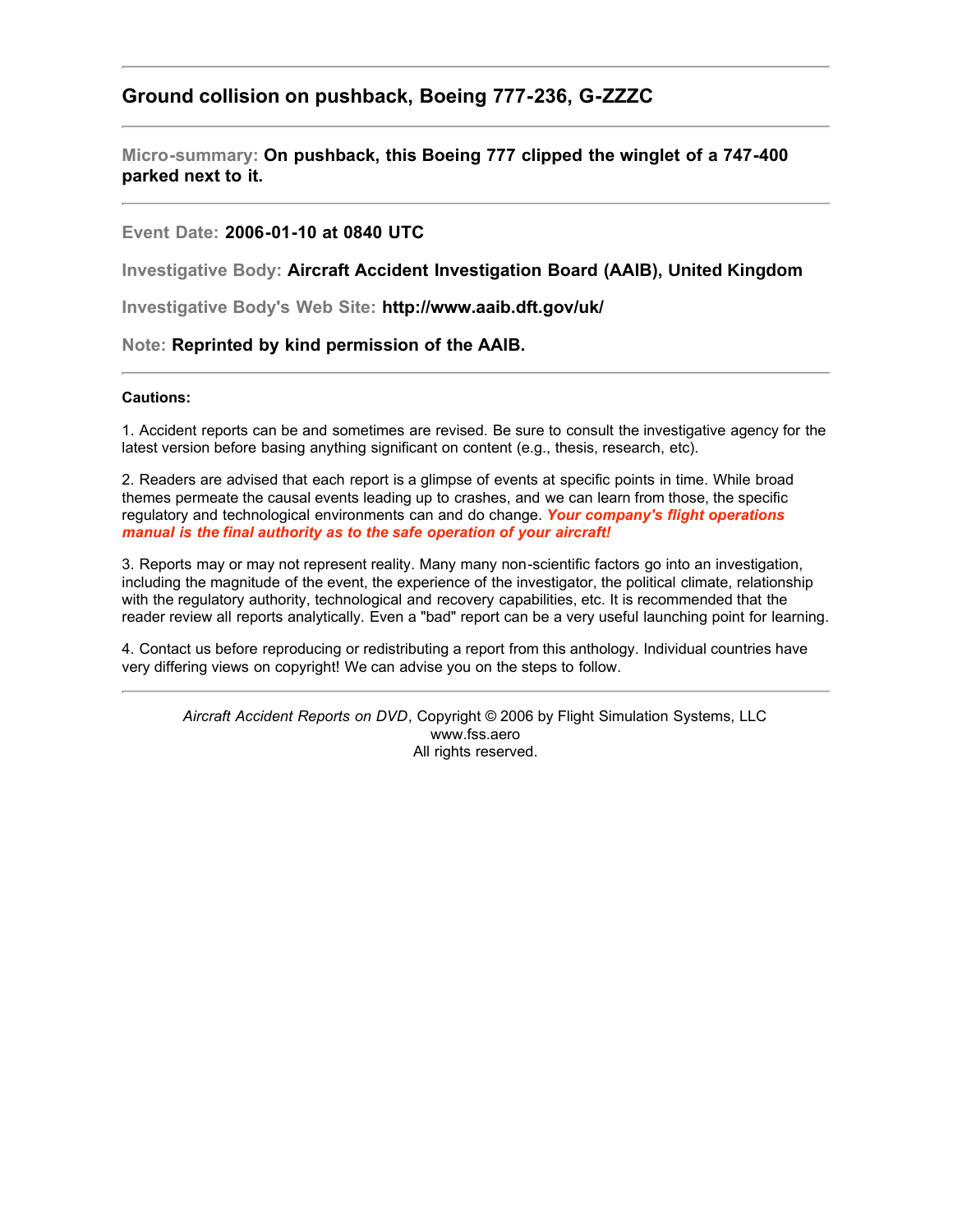## Ground collision on pushback, Boeing 777-236, G-ZZZC

---

**Micro-summary:** **On pushback, this Boeing 777 clipped the winglet of a 747-400 parked next to it.**

---

**Event Date:** **2006-01-10 at 0840 UTC**

**Investigative Body:** **Aircraft Accident Investigation Board (AAIB), United Kingdom**

**Investigative Body's Web Site:** **http://www.aaib.dft.gov/uk/**

**Note:** **Reprinted by kind permission of the AAIB.**

---

**Cautions:**

1. Accident reports can be and sometimes are revised. Be sure to consult the investigative agency for the latest version before basing anything significant on content (e.g., thesis, research, etc).

2. Readers are advised that each report is a glimpse of events at specific points in time. While broad themes permeate the causal events leading up to crashes, and we can learn from those, the specific regulatory and technological environments can and do change. ***Your company's flight operations manual is the final authority as to the safe operation of your aircraft!***

3. Reports may or may not represent reality. Many many non-scientific factors go into an investigation, including the magnitude of the event, the experience of the investigator, the political climate, relationship with the regulatory authority, technological and recovery capabilities, etc. It is recommended that the reader review all reports analytically. Even a "bad" report can be a very useful launching point for learning.

4. Contact us before reproducing or redistributing a report from this anthology. Individual countries have very differing views on copyright! We can advise you on the steps to follow.

---

*Aircraft Accident Reports on DVD*, Copyright © 2006 by Flight Simulation Systems, LLC
www.fss.aero
All rights reserved.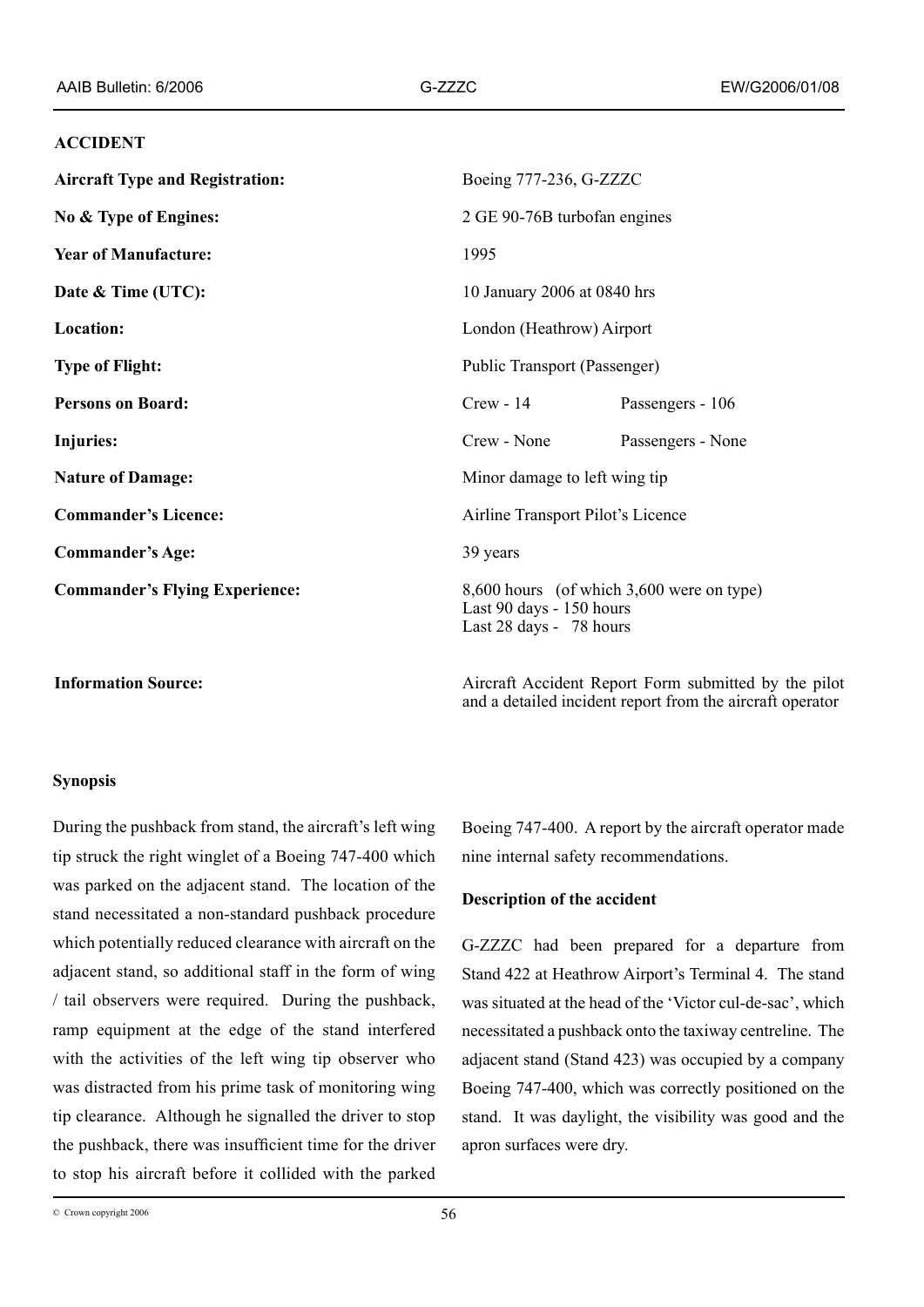## ACCIDENT

| | | |
|---|---|---|
| **Aircraft Type and Registration:** | Boeing 777-236, G-ZZZC | |
| **No & Type of Engines:** | 2 GE 90-76B turbofan engines | |
| **Year of Manufacture:** | 1995 | |
| **Date & Time (UTC):** | 10 January 2006 at 0840 hrs | |
| **Location:** | London (Heathrow) Airport | |
| **Type of Flight:** | Public Transport (Passenger) | |
| **Persons on Board:** | Crew - 14 | Passengers - 106 |
| **Injuries:** | Crew - None | Passengers - None |
| **Nature of Damage:** | Minor damage to left wing tip | |
| **Commander's Licence:** | Airline Transport Pilot's Licence | |
| **Commander's Age:** | 39 years | |
| **Commander's Flying Experience:** | 8,600 hours (of which 3,600 were on type)<br>Last 90 days - 150 hours<br>Last 28 days - 78 hours | |
| **Information Source:** | Aircraft Accident Report Form submitted by the pilot and a detailed incident report from the aircraft operator | |

### Synopsis

During the pushback from stand, the aircraft's left wing tip struck the right winglet of a Boeing 747-400 which was parked on the adjacent stand. The location of the stand necessitated a non-standard pushback procedure which potentially reduced clearance with aircraft on the adjacent stand, so additional staff in the form of wing / tail observers were required. During the pushback, ramp equipment at the edge of the stand interfered with the activities of the left wing tip observer who was distracted from his prime task of monitoring wing tip clearance. Although he signalled the driver to stop the pushback, there was insufficient time for the driver to stop his aircraft before it collided with the parked Boeing 747-400. A report by the aircraft operator made nine internal safety recommendations.

### Description of the accident

G-ZZZC had been prepared for a departure from Stand 422 at Heathrow Airport's Terminal 4. The stand was situated at the head of the 'Victor cul-de-sac', which necessitated a pushback onto the taxiway centreline. The adjacent stand (Stand 423) was occupied by a company Boeing 747-400, which was correctly positioned on the stand. It was daylight, the visibility was good and the apron surfaces were dry.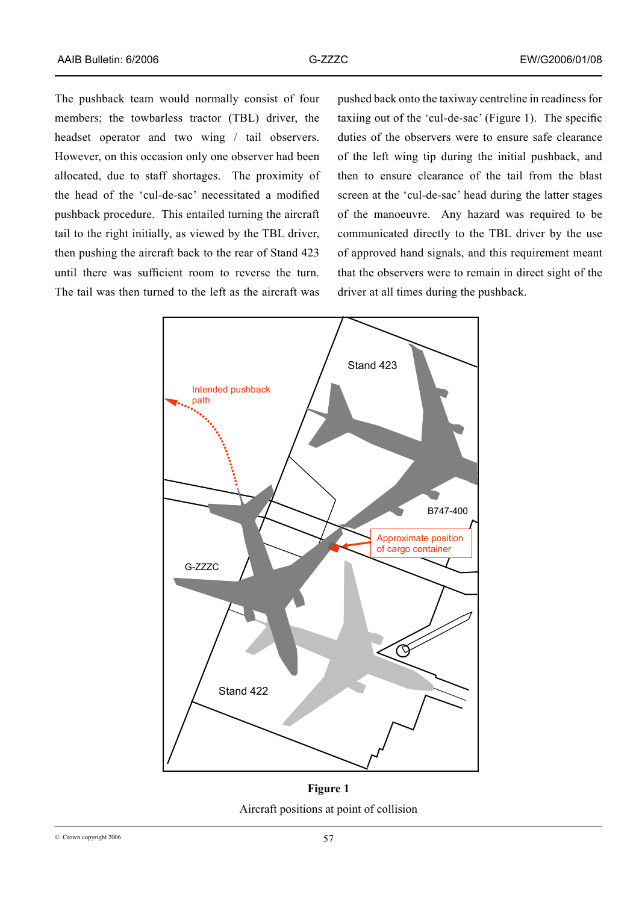The pushback team would normally consist of four members; the towbarless tractor (TBL) driver, the headset operator and two wing / tail observers. However, on this occasion only one observer had been allocated, due to staff shortages. The proximity of the head of the 'cul-de-sac' necessitated a modified pushback procedure. This entailed turning the aircraft tail to the right initially, as viewed by the TBL driver, then pushing the aircraft back to the rear of Stand 423 until there was sufficient room to reverse the turn. The tail was then turned to the left as the aircraft was pushed back onto the taxiway centreline in readiness for taxiing out of the 'cul-de-sac' (Figure 1). The specific duties of the observers were to ensure safe clearance of the left wing tip during the initial pushback, and then to ensure clearance of the tail from the blast screen at the 'cul-de-sac' head during the latter stages of the manoeuvre. Any hazard was required to be communicated directly to the TBL driver by the use of approved hand signals, and this requirement meant that the observers were to remain in direct sight of the driver at all times during the pushback.

**Figure 1**

Aircraft positions at point of collision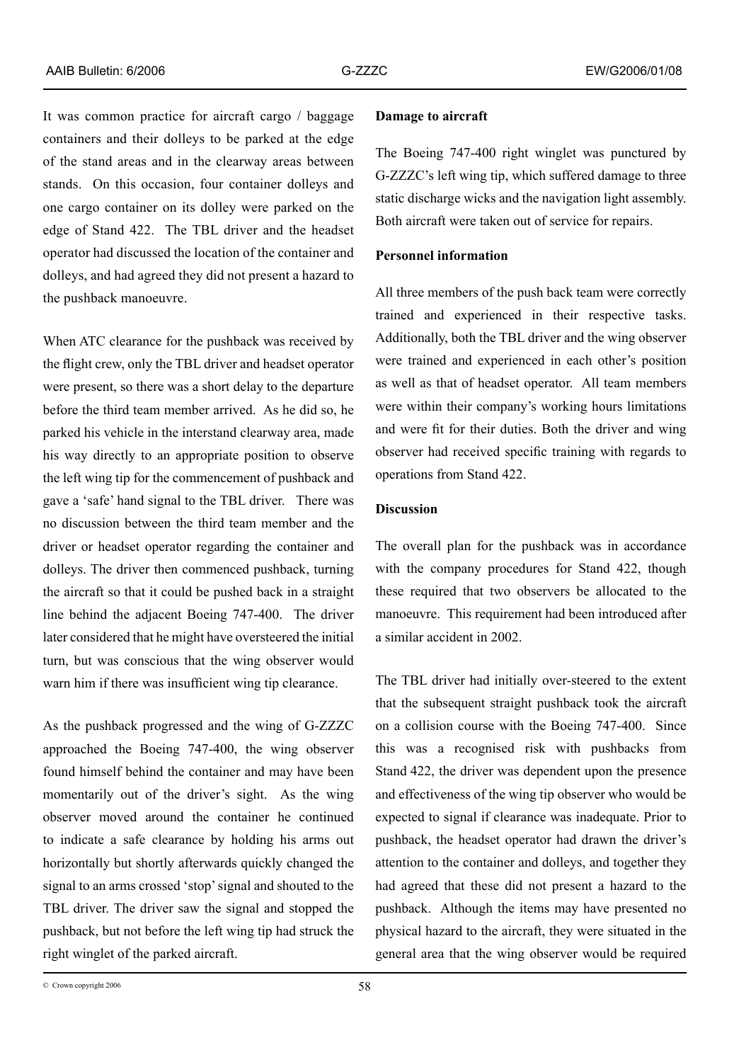It was common practice for aircraft cargo / baggage containers and their dolleys to be parked at the edge of the stand areas and in the clearway areas between stands. On this occasion, four container dolleys and one cargo container on its dolley were parked on the edge of Stand 422. The TBL driver and the headset operator had discussed the location of the container and dolleys, and had agreed they did not present a hazard to the pushback manoeuvre.

When ATC clearance for the pushback was received by the flight crew, only the TBL driver and headset operator were present, so there was a short delay to the departure before the third team member arrived. As he did so, he parked his vehicle in the interstand clearway area, made his way directly to an appropriate position to observe the left wing tip for the commencement of pushback and gave a 'safe' hand signal to the TBL driver. There was no discussion between the third team member and the driver or headset operator regarding the container and dolleys. The driver then commenced pushback, turning the aircraft so that it could be pushed back in a straight line behind the adjacent Boeing 747-400. The driver later considered that he might have oversteered the initial turn, but was conscious that the wing observer would warn him if there was insufficient wing tip clearance.

As the pushback progressed and the wing of G-ZZZC approached the Boeing 747-400, the wing observer found himself behind the container and may have been momentarily out of the driver's sight. As the wing observer moved around the container he continued to indicate a safe clearance by holding his arms out horizontally but shortly afterwards quickly changed the signal to an arms crossed 'stop' signal and shouted to the TBL driver. The driver saw the signal and stopped the pushback, but not before the left wing tip had struck the right winglet of the parked aircraft.

**Damage to aircraft**

The Boeing 747-400 right winglet was punctured by G-ZZZC's left wing tip, which suffered damage to three static discharge wicks and the navigation light assembly. Both aircraft were taken out of service for repairs.

**Personnel information**

All three members of the push back team were correctly trained and experienced in their respective tasks. Additionally, both the TBL driver and the wing observer were trained and experienced in each other's position as well as that of headset operator. All team members were within their company's working hours limitations and were fit for their duties. Both the driver and wing observer had received specific training with regards to operations from Stand 422.

**Discussion**

The overall plan for the pushback was in accordance with the company procedures for Stand 422, though these required that two observers be allocated to the manoeuvre. This requirement had been introduced after a similar accident in 2002.

The TBL driver had initially over-steered to the extent that the subsequent straight pushback took the aircraft on a collision course with the Boeing 747-400. Since this was a recognised risk with pushbacks from Stand 422, the driver was dependent upon the presence and effectiveness of the wing tip observer who would be expected to signal if clearance was inadequate. Prior to pushback, the headset operator had drawn the driver's attention to the container and dolleys, and together they had agreed that these did not present a hazard to the pushback. Although the items may have presented no physical hazard to the aircraft, they were situated in the general area that the wing observer would be required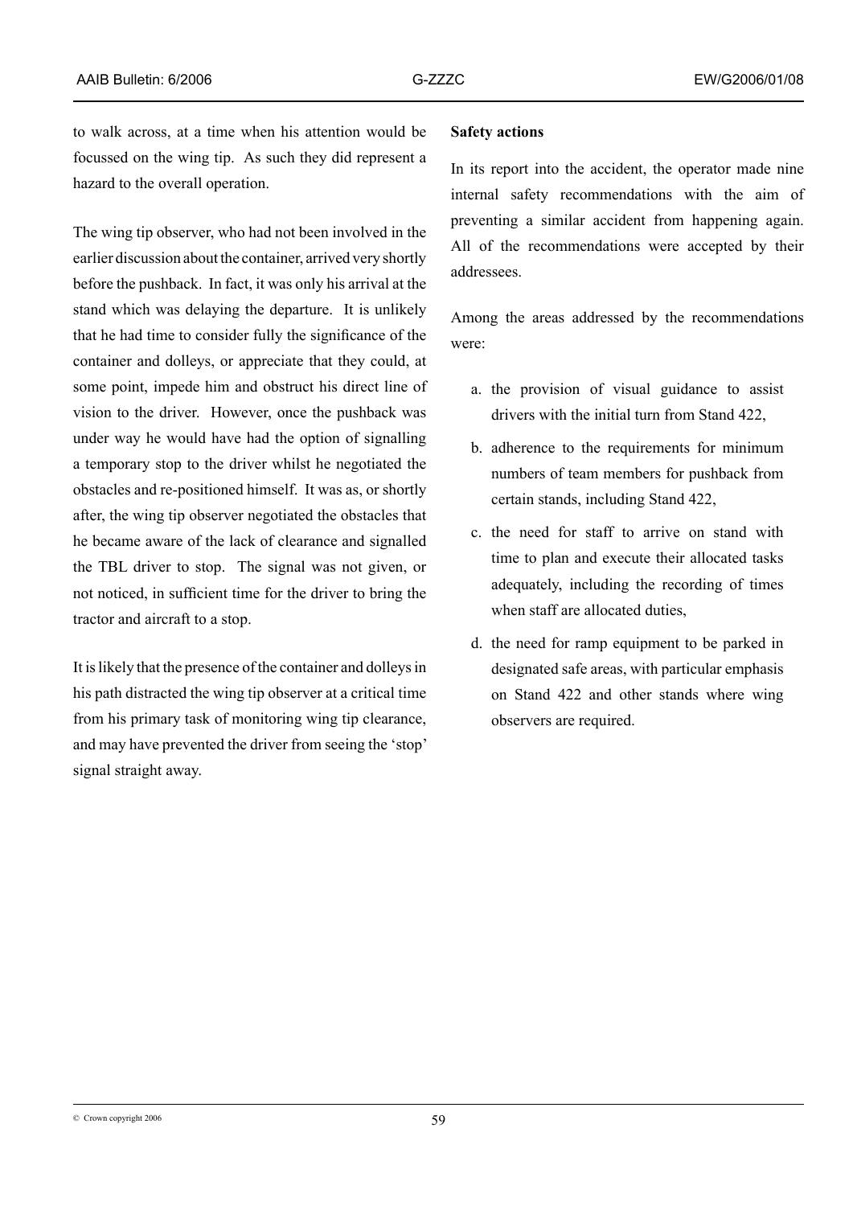to walk across, at a time when his attention would be focussed on the wing tip. As such they did represent a hazard to the overall operation.

The wing tip observer, who had not been involved in the earlier discussion about the container, arrived very shortly before the pushback. In fact, it was only his arrival at the stand which was delaying the departure. It is unlikely that he had time to consider fully the significance of the container and dolleys, or appreciate that they could, at some point, impede him and obstruct his direct line of vision to the driver. However, once the pushback was under way he would have had the option of signalling a temporary stop to the driver whilst he negotiated the obstacles and re-positioned himself. It was as, or shortly after, the wing tip observer negotiated the obstacles that he became aware of the lack of clearance and signalled the TBL driver to stop. The signal was not given, or not noticed, in sufficient time for the driver to bring the tractor and aircraft to a stop.

It is likely that the presence of the container and dolleys in his path distracted the wing tip observer at a critical time from his primary task of monitoring wing tip clearance, and may have prevented the driver from seeing the 'stop' signal straight away.

**Safety actions**

In its report into the accident, the operator made nine internal safety recommendations with the aim of preventing a similar accident from happening again. All of the recommendations were accepted by their addressees.

Among the areas addressed by the recommendations were:

a. the provision of visual guidance to assist drivers with the initial turn from Stand 422,

b. adherence to the requirements for minimum numbers of team members for pushback from certain stands, including Stand 422,

c. the need for staff to arrive on stand with time to plan and execute their allocated tasks adequately, including the recording of times when staff are allocated duties,

d. the need for ramp equipment to be parked in designated safe areas, with particular emphasis on Stand 422 and other stands where wing observers are required.